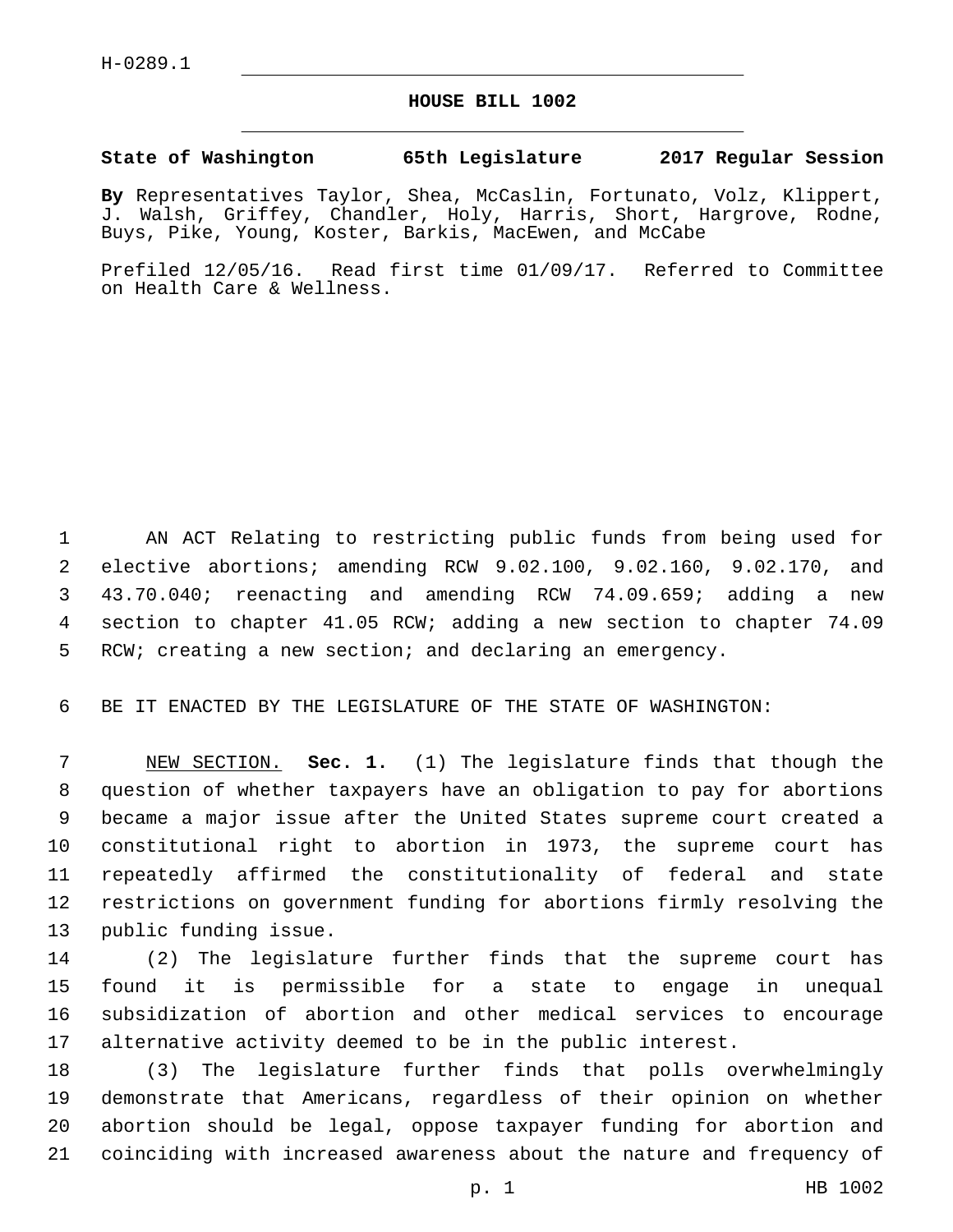H-0289.1

# HOUSE BILL 1002

**State of Washington 65th Legislature 2017 Regular Session**

**By** Representatives Taylor, Shea, McCaslin, Fortunato, Volz, Klippert, J. Walsh, Griffey, Chandler, Holy, Harris, Short, Hargrove, Rodne, Buys, Pike, Young, Koster, Barkis, MacEwen, and McCabe

Prefiled 12/05/16. Read first time 01/09/17. Referred to Committee on Health Care & Wellness.

AN ACT Relating to restricting public funds from being used for elective abortions; amending RCW 9.02.100, 9.02.160, 9.02.170, and 43.70.040; reenacting and amending RCW 74.09.659; adding a new section to chapter 41.05 RCW; adding a new section to chapter 74.09 RCW; creating a new section; and declaring an emergency.

BE IT ENACTED BY THE LEGISLATURE OF THE STATE OF WASHINGTON:

NEW SECTION. **Sec. 1.** (1) The legislature finds that though the question of whether taxpayers have an obligation to pay for abortions became a major issue after the United States supreme court created a constitutional right to abortion in 1973, the supreme court has repeatedly affirmed the constitutionality of federal and state restrictions on government funding for abortions firmly resolving the public funding issue.

(2) The legislature further finds that the supreme court has found it is permissible for a state to engage in unequal subsidization of abortion and other medical services to encourage alternative activity deemed to be in the public interest.

(3) The legislature further finds that polls overwhelmingly demonstrate that Americans, regardless of their opinion on whether abortion should be legal, oppose taxpayer funding for abortion and coinciding with increased awareness about the nature and frequency of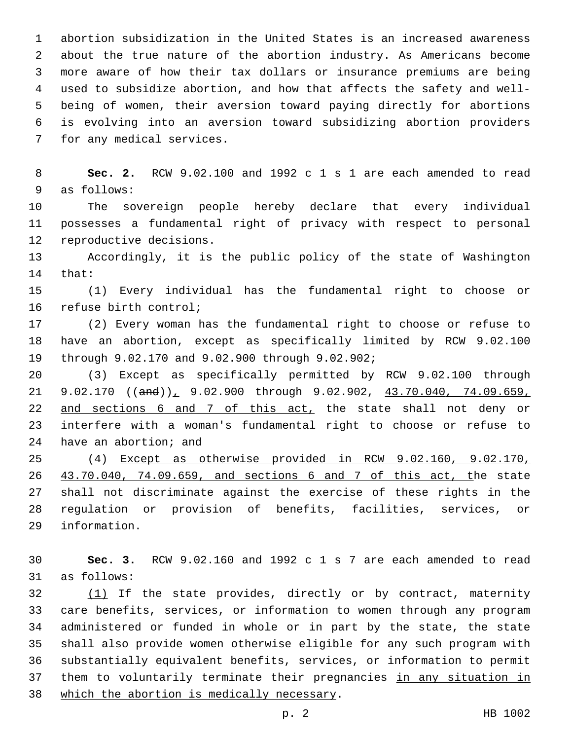abortion subsidization in the United States is an increased awareness about the true nature of the abortion industry. As Americans become more aware of how their tax dollars or insurance premiums are being used to subsidize abortion, and how that affects the safety and well-being of women, their aversion toward paying directly for abortions is evolving into an aversion toward subsidizing abortion providers for any medical services.

**Sec. 2.** RCW 9.02.100 and 1992 c 1 s 1 are each amended to read as follows:

The sovereign people hereby declare that every individual possesses a fundamental right of privacy with respect to personal reproductive decisions.

Accordingly, it is the public policy of the state of Washington that:

(1) Every individual has the fundamental right to choose or refuse birth control;

(2) Every woman has the fundamental right to choose or refuse to have an abortion, except as specifically limited by RCW 9.02.100 through 9.02.170 and 9.02.900 through 9.02.902;

(3) Except as specifically permitted by RCW 9.02.100 through 9.02.170 ((~~and~~))<u>,</u> 9.02.900 through 9.02.902, <u>43.70.040, 74.09.659, and sections 6 and 7 of this act,</u> the state shall not deny or interfere with a woman's fundamental right to choose or refuse to have an abortion; and

(4) <u>Except as otherwise provided in RCW 9.02.160, 9.02.170, 43.70.040, 74.09.659, and sections 6 and 7 of this act, t</u>he state shall not discriminate against the exercise of these rights in the regulation or provision of benefits, facilities, services, or information.

**Sec. 3.** RCW 9.02.160 and 1992 c 1 s 7 are each amended to read as follows:

<u>(1)</u> If the state provides, directly or by contract, maternity care benefits, services, or information to women through any program administered or funded in whole or in part by the state, the state shall also provide women otherwise eligible for any such program with substantially equivalent benefits, services, or information to permit them to voluntarily terminate their pregnancies <u>in any situation in which the abortion is medically necessary</u>.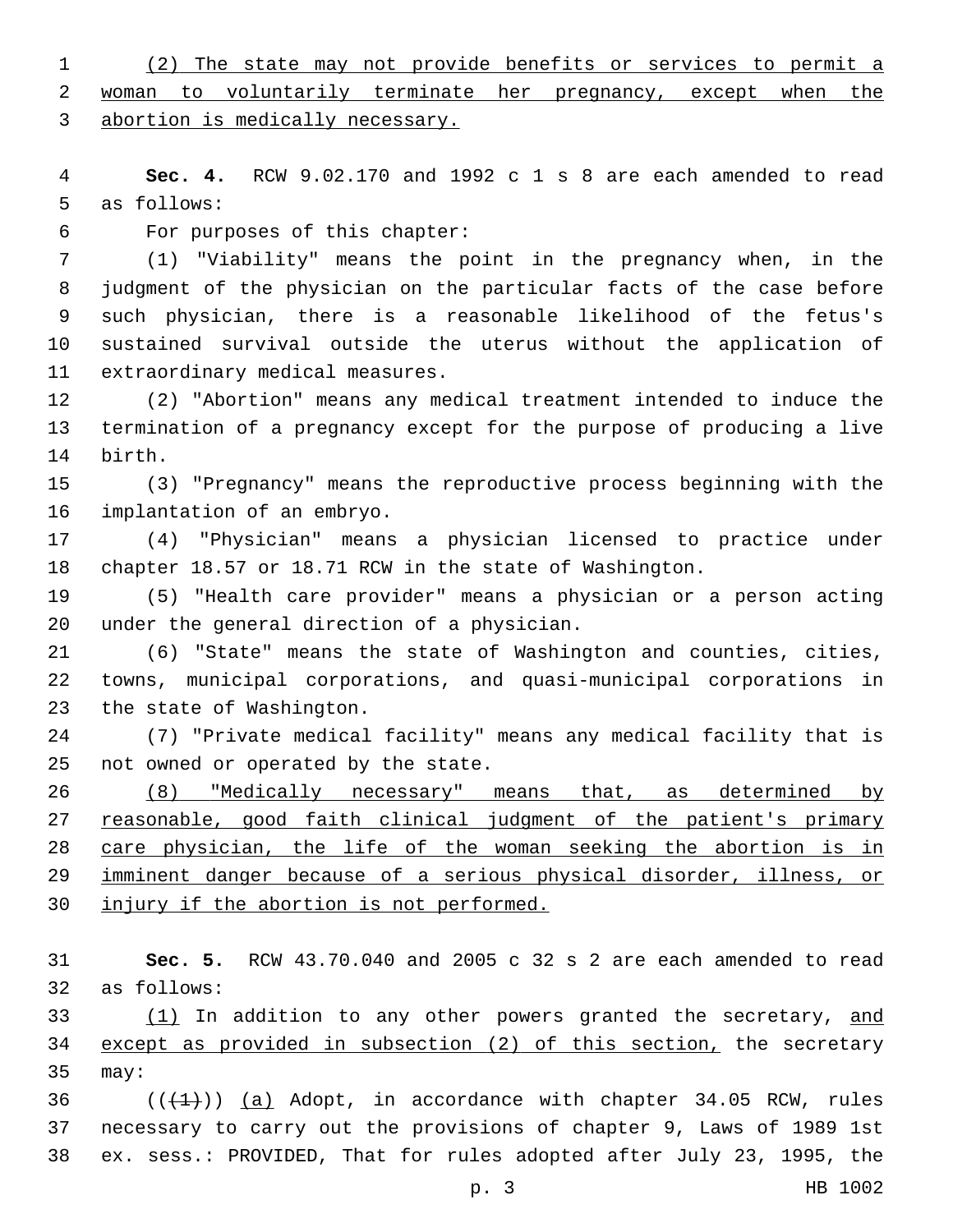(2) The state may not provide benefits or services to permit a woman to voluntarily terminate her pregnancy, except when the abortion is medically necessary.

**Sec. 4.** RCW 9.02.170 and 1992 c 1 s 8 are each amended to read as follows:

For purposes of this chapter:

(1) "Viability" means the point in the pregnancy when, in the judgment of the physician on the particular facts of the case before such physician, there is a reasonable likelihood of the fetus's sustained survival outside the uterus without the application of extraordinary medical measures.

(2) "Abortion" means any medical treatment intended to induce the termination of a pregnancy except for the purpose of producing a live birth.

(3) "Pregnancy" means the reproductive process beginning with the implantation of an embryo.

(4) "Physician" means a physician licensed to practice under chapter 18.57 or 18.71 RCW in the state of Washington.

(5) "Health care provider" means a physician or a person acting under the general direction of a physician.

(6) "State" means the state of Washington and counties, cities, towns, municipal corporations, and quasi-municipal corporations in the state of Washington.

(7) "Private medical facility" means any medical facility that is not owned or operated by the state.

(8) "Medically necessary" means that, as determined by reasonable, good faith clinical judgment of the patient's primary care physician, the life of the woman seeking the abortion is in imminent danger because of a serious physical disorder, illness, or injury if the abortion is not performed.

**Sec. 5.** RCW 43.70.040 and 2005 c 32 s 2 are each amended to read as follows:

(1) In addition to any other powers granted the secretary, and except as provided in subsection (2) of this section, the secretary may:

((~~(1)~~)) (a) Adopt, in accordance with chapter 34.05 RCW, rules necessary to carry out the provisions of chapter 9, Laws of 1989 1st ex. sess.: PROVIDED, That for rules adopted after July 23, 1995, the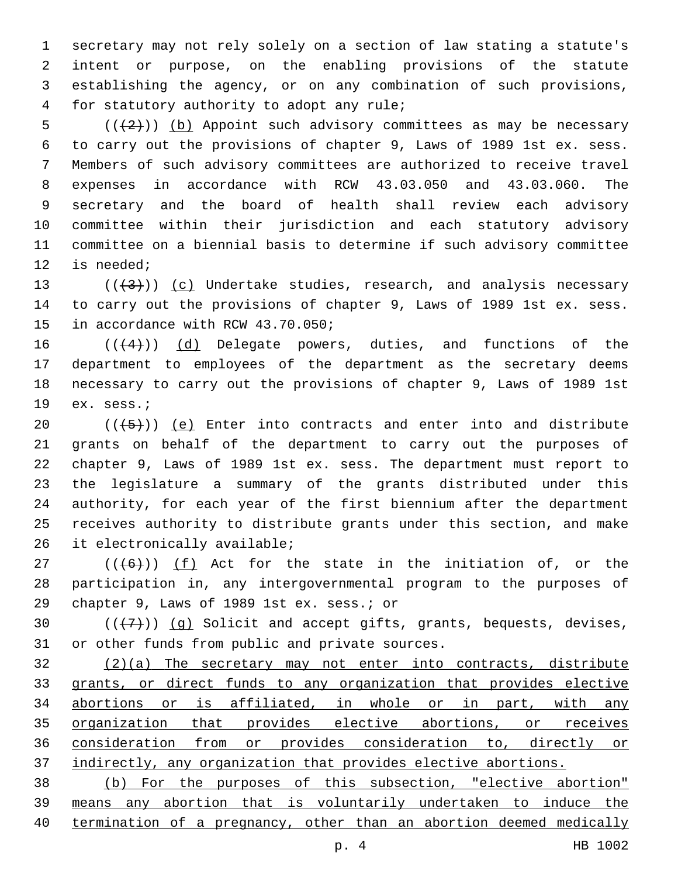secretary may not rely solely on a section of law stating a statute's intent or purpose, on the enabling provisions of the statute establishing the agency, or on any combination of such provisions, for statutory authority to adopt any rule;

((~~(2)~~)) <u>(b)</u> Appoint such advisory committees as may be necessary to carry out the provisions of chapter 9, Laws of 1989 1st ex. sess. Members of such advisory committees are authorized to receive travel expenses in accordance with RCW 43.03.050 and 43.03.060. The secretary and the board of health shall review each advisory committee within their jurisdiction and each statutory advisory committee on a biennial basis to determine if such advisory committee is needed;

((~~(3)~~)) <u>(c)</u> Undertake studies, research, and analysis necessary to carry out the provisions of chapter 9, Laws of 1989 1st ex. sess. in accordance with RCW 43.70.050;

((~~(4)~~)) <u>(d)</u> Delegate powers, duties, and functions of the department to employees of the department as the secretary deems necessary to carry out the provisions of chapter 9, Laws of 1989 1st ex. sess.;

((~~(5)~~)) <u>(e)</u> Enter into contracts and enter into and distribute grants on behalf of the department to carry out the purposes of chapter 9, Laws of 1989 1st ex. sess. The department must report to the legislature a summary of the grants distributed under this authority, for each year of the first biennium after the department receives authority to distribute grants under this section, and make it electronically available;

((~~(6)~~)) <u>(f)</u> Act for the state in the initiation of, or the participation in, any intergovernmental program to the purposes of chapter 9, Laws of 1989 1st ex. sess.; or

((~~(7)~~)) <u>(g)</u> Solicit and accept gifts, grants, bequests, devises, or other funds from public and private sources.

<u>(2)(a) The secretary may not enter into contracts, distribute grants, or direct funds to any organization that provides elective abortions or is affiliated, in whole or in part, with any organization that provides elective abortions, or receives consideration from or provides consideration to, directly or indirectly, any organization that provides elective abortions.</u>

<u>(b) For the purposes of this subsection, "elective abortion" means any abortion that is voluntarily undertaken to induce the termination of a pregnancy, other than an abortion deemed medically</u>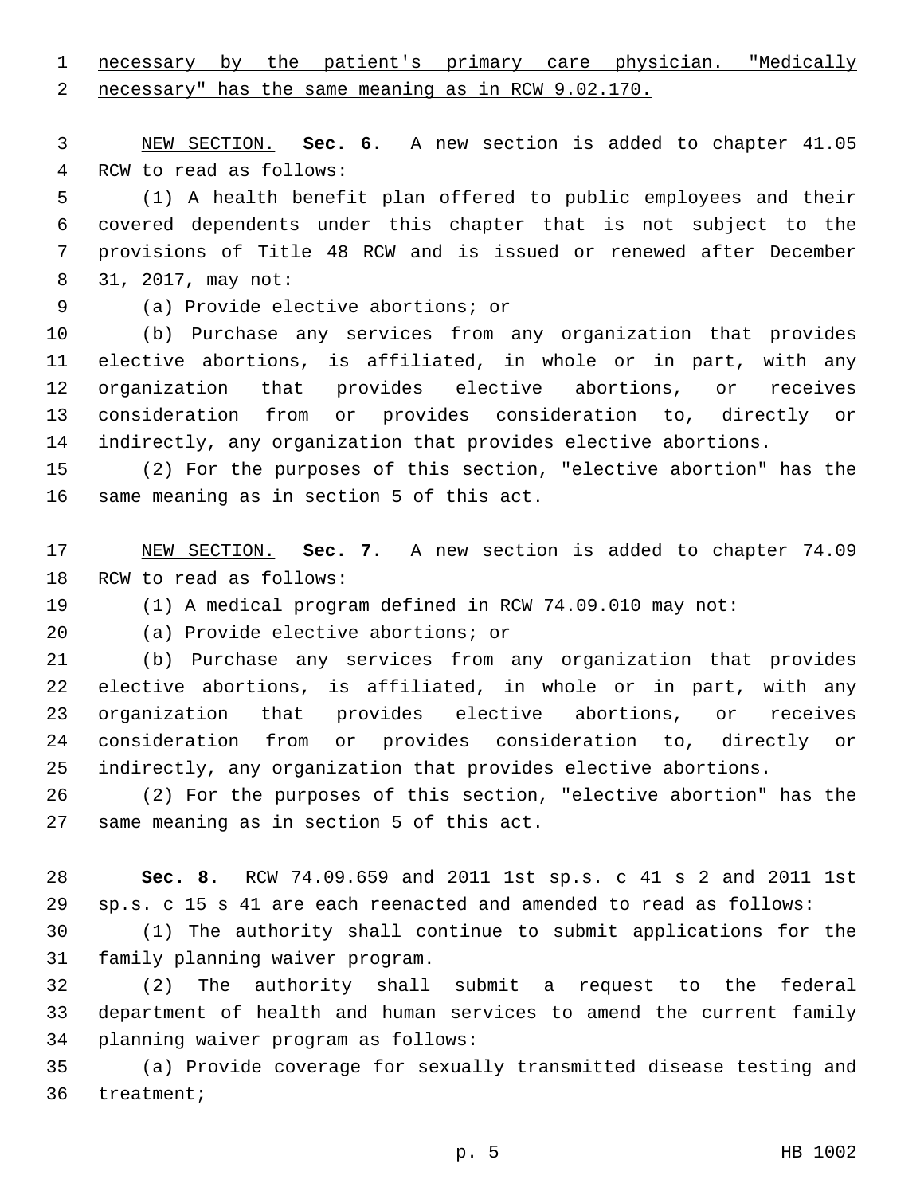necessary by the patient's primary care physician. "Medically necessary" has the same meaning as in RCW 9.02.170.

NEW SECTION. **Sec. 6.** A new section is added to chapter 41.05 RCW to read as follows:

(1) A health benefit plan offered to public employees and their covered dependents under this chapter that is not subject to the provisions of Title 48 RCW and is issued or renewed after December 31, 2017, may not:

(a) Provide elective abortions; or

(b) Purchase any services from any organization that provides elective abortions, is affiliated, in whole or in part, with any organization that provides elective abortions, or receives consideration from or provides consideration to, directly or indirectly, any organization that provides elective abortions.

(2) For the purposes of this section, "elective abortion" has the same meaning as in section 5 of this act.

NEW SECTION. **Sec. 7.** A new section is added to chapter 74.09 RCW to read as follows:

(1) A medical program defined in RCW 74.09.010 may not:

(a) Provide elective abortions; or

(b) Purchase any services from any organization that provides elective abortions, is affiliated, in whole or in part, with any organization that provides elective abortions, or receives consideration from or provides consideration to, directly or indirectly, any organization that provides elective abortions.

(2) For the purposes of this section, "elective abortion" has the same meaning as in section 5 of this act.

**Sec. 8.** RCW 74.09.659 and 2011 1st sp.s. c 41 s 2 and 2011 1st sp.s. c 15 s 41 are each reenacted and amended to read as follows:

(1) The authority shall continue to submit applications for the family planning waiver program.

(2) The authority shall submit a request to the federal department of health and human services to amend the current family planning waiver program as follows:

(a) Provide coverage for sexually transmitted disease testing and treatment;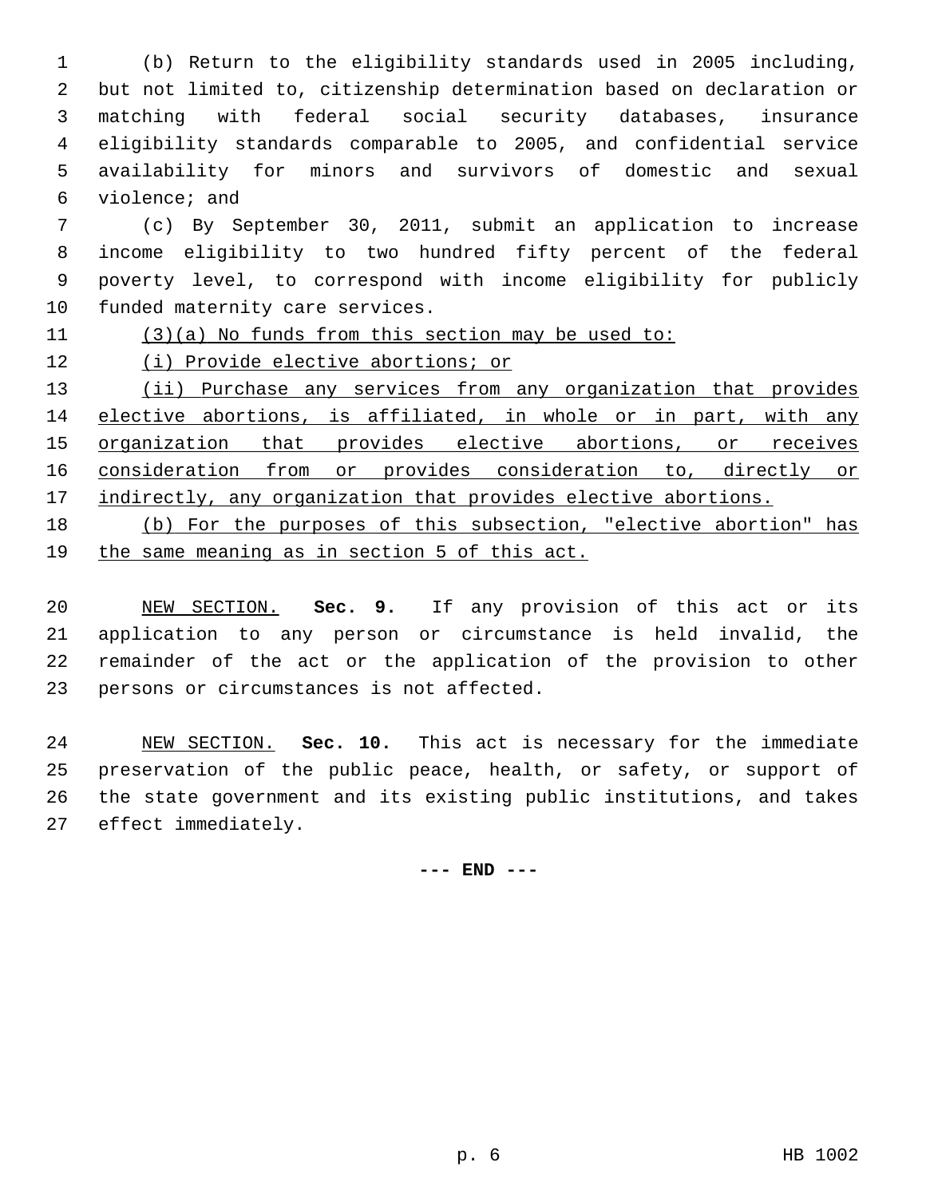(b) Return to the eligibility standards used in 2005 including, but not limited to, citizenship determination based on declaration or matching with federal social security databases, insurance eligibility standards comparable to 2005, and confidential service availability for minors and survivors of domestic and sexual violence; and

(c) By September 30, 2011, submit an application to increase income eligibility to two hundred fifty percent of the federal poverty level, to correspond with income eligibility for publicly funded maternity care services.

<u>(3)(a) No funds from this section may be used to:</u>

<u>(i) Provide elective abortions; or</u>

<u>(ii) Purchase any services from any organization that provides elective abortions, is affiliated, in whole or in part, with any organization that provides elective abortions, or receives consideration from or provides consideration to, directly or indirectly, any organization that provides elective abortions.</u>

<u>(b) For the purposes of this subsection, "elective abortion" has the same meaning as in section 5 of this act.</u>

<u>NEW SECTION.</u> **Sec. 9.** If any provision of this act or its application to any person or circumstance is held invalid, the remainder of the act or the application of the provision to other persons or circumstances is not affected.

<u>NEW SECTION.</u> **Sec. 10.** This act is necessary for the immediate preservation of the public peace, health, or safety, or support of the state government and its existing public institutions, and takes effect immediately.

**--- END ---**